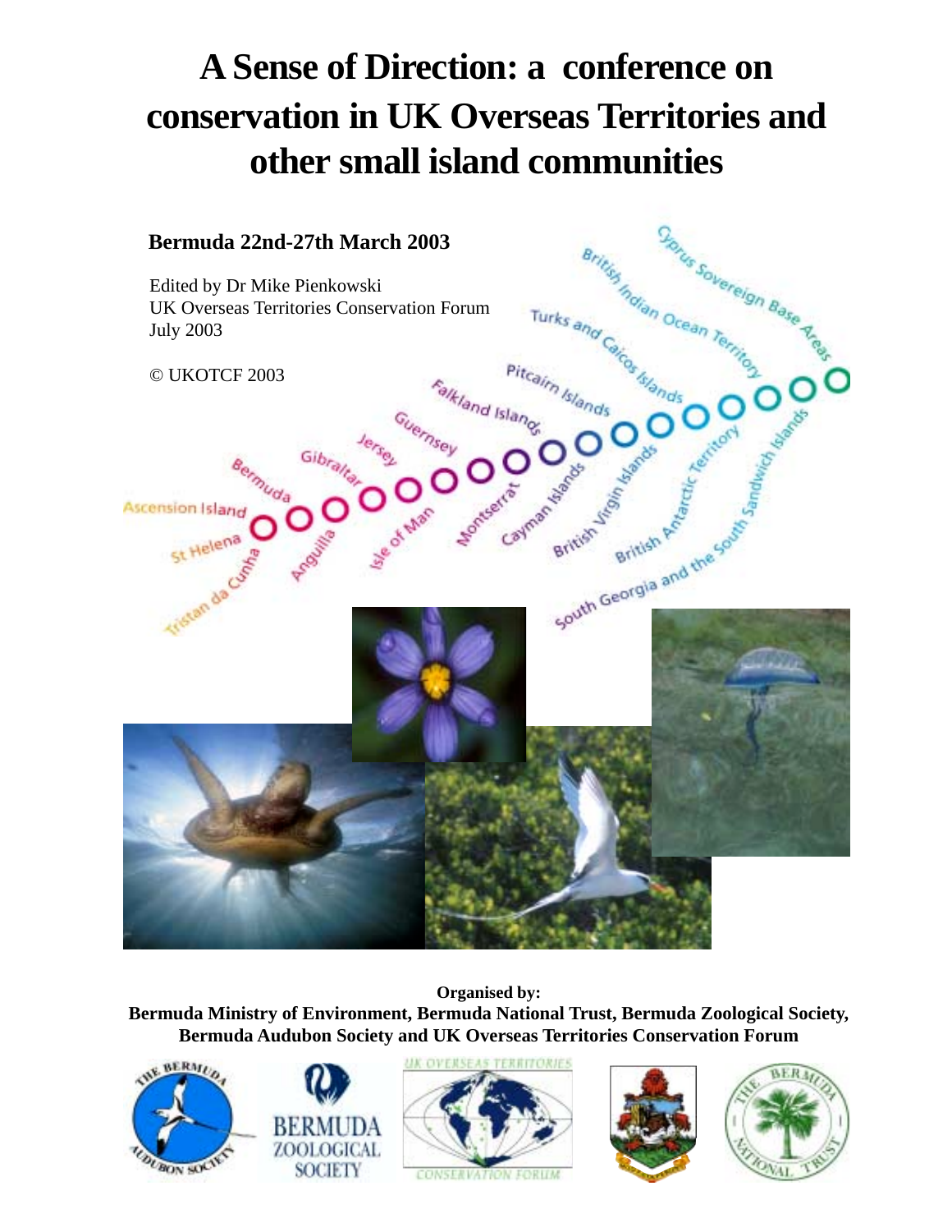# A Sense of Direction: a conference on conservation in UK Overseas Territories and other small island communities

**Bermuda 22nd-27th March 2003**

Edited by Dr Mike Pienkowski
UK Overseas Territories Conservation Forum
July 2003

© UKOTCF 2003

Ascension Island, St Helena, Tristan da Cunha, Bermuda, Anguilla, Gibraltar, Jersey, Isle of Man, Guernsey, Montserrat, Falkland Islands, Cayman Islands, Pitcairn Islands, British Virgin Islands, Turks and Caicos Islands, British Antarctic Territory, British Indian Ocean Territory, South Georgia and the South Sandwich Islands, Cyprus Sovereign Base Areas

**Organised by:**
**Bermuda Ministry of Environment, Bermuda National Trust, Bermuda Zoological Society, Bermuda Audubon Society and UK Overseas Territories Conservation Forum**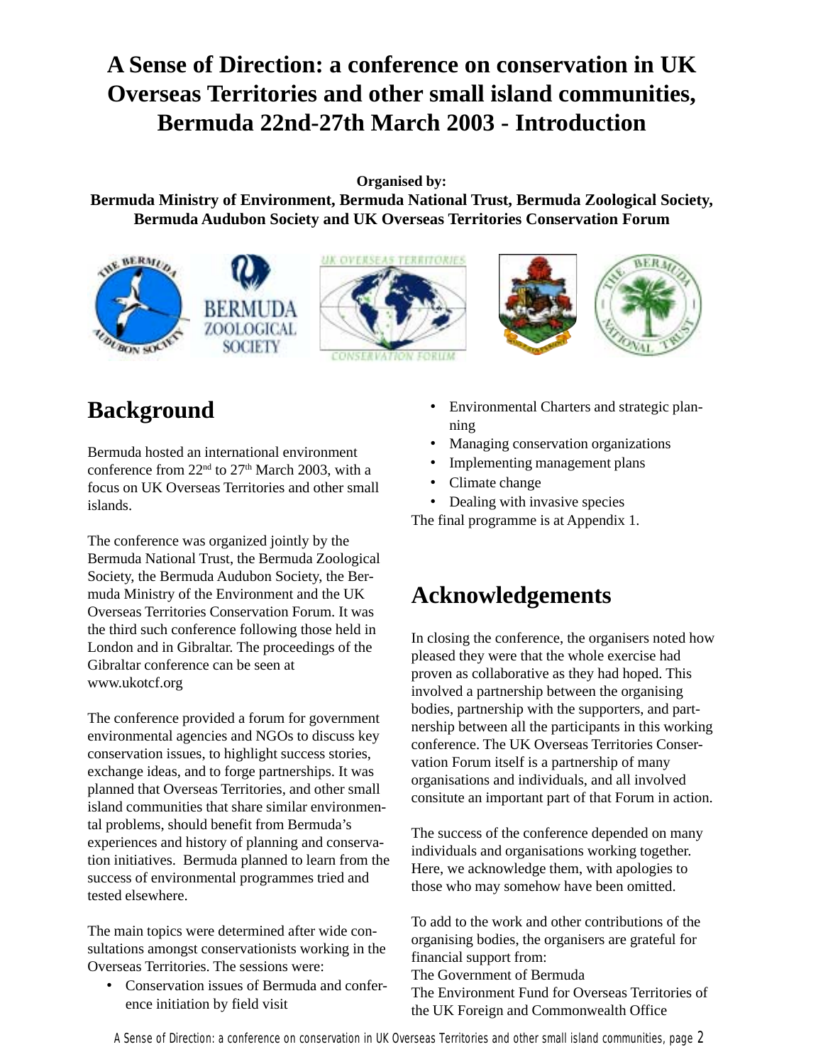# A Sense of Direction: a conference on conservation in UK Overseas Territories and other small island communities, Bermuda 22nd-27th March 2003 - Introduction

**Organised by:**
**Bermuda Ministry of Environment, Bermuda National Trust, Bermuda Zoological Society, Bermuda Audubon Society and UK Overseas Territories Conservation Forum**

## Background

Bermuda hosted an international environment conference from 22nd to 27th March 2003, with a focus on UK Overseas Territories and other small islands.

The conference was organized jointly by the Bermuda National Trust, the Bermuda Zoological Society, the Bermuda Audubon Society, the Bermuda Ministry of the Environment and the UK Overseas Territories Conservation Forum. It was the third such conference following those held in London and in Gibraltar. The proceedings of the Gibraltar conference can be seen at www.ukotcf.org

The conference provided a forum for government environmental agencies and NGOs to discuss key conservation issues, to highlight success stories, exchange ideas, and to forge partnerships. It was planned that Overseas Territories, and other small island communities that share similar environmental problems, should benefit from Bermuda's experiences and history of planning and conservation initiatives. Bermuda planned to learn from the success of environmental programmes tried and tested elsewhere.

The main topics were determined after wide consultations amongst conservationists working in the Overseas Territories. The sessions were:

- Conservation issues of Bermuda and conference initiation by field visit
- Environmental Charters and strategic planning
- Managing conservation organizations
- Implementing management plans
- Climate change
- Dealing with invasive species

The final programme is at Appendix 1.

## Acknowledgements

In closing the conference, the organisers noted how pleased they were that the whole exercise had proven as collaborative as they had hoped. This involved a partnership between the organising bodies, partnership with the supporters, and partnership between all the participants in this working conference. The UK Overseas Territories Conservation Forum itself is a partnership of many organisations and individuals, and all involved consitute an important part of that Forum in action.

The success of the conference depended on many individuals and organisations working together. Here, we acknowledge them, with apologies to those who may somehow have been omitted.

To add to the work and other contributions of the organising bodies, the organisers are grateful for financial support from:
The Government of Bermuda
The Environment Fund for Overseas Territories of the UK Foreign and Commonwealth Office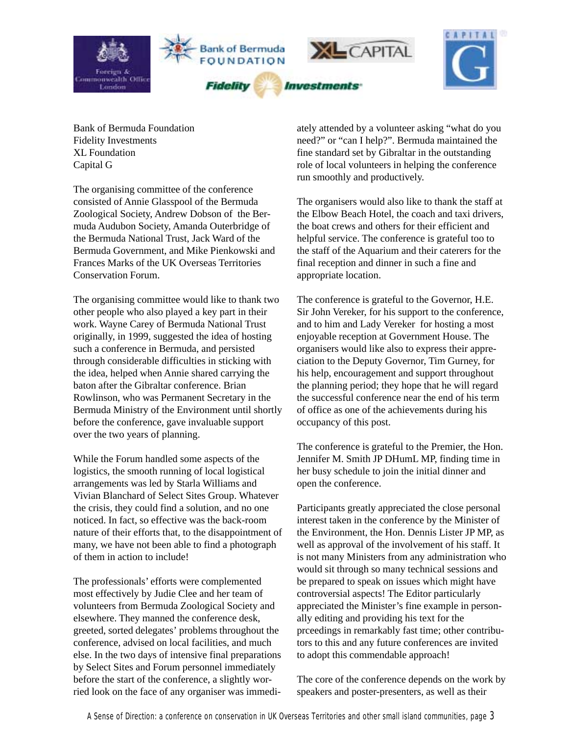Bank of Bermuda Foundation
Fidelity Investments
XL Foundation
Capital G

The organising committee of the conference consisted of Annie Glasspool of the Bermuda Zoological Society, Andrew Dobson of the Bermuda Audubon Society, Amanda Outerbridge of the Bermuda National Trust, Jack Ward of the Bermuda Government, and Mike Pienkowski and Frances Marks of the UK Overseas Territories Conservation Forum.

The organising committee would like to thank two other people who also played a key part in their work. Wayne Carey of Bermuda National Trust originally, in 1999, suggested the idea of hosting such a conference in Bermuda, and persisted through considerable difficulties in sticking with the idea, helped when Annie shared carrying the baton after the Gibraltar conference. Brian Rowlinson, who was Permanent Secretary in the Bermuda Ministry of the Environment until shortly before the conference, gave invaluable support over the two years of planning.

While the Forum handled some aspects of the logistics, the smooth running of local logistical arrangements was led by Starla Williams and Vivian Blanchard of Select Sites Group. Whatever the crisis, they could find a solution, and no one noticed. In fact, so effective was the back-room nature of their efforts that, to the disappointment of many, we have not been able to find a photograph of them in action to include!

The professionals' efforts were complemented most effectively by Judie Clee and her team of volunteers from Bermuda Zoological Society and elsewhere. They manned the conference desk, greeted, sorted delegates' problems throughout the conference, advised on local facilities, and much else. In the two days of intensive final preparations by Select Sites and Forum personnel immediately before the start of the conference, a slightly worried look on the face of any organiser was immediately attended by a volunteer asking "what do you need?" or "can I help?". Bermuda maintained the fine standard set by Gibraltar in the outstanding role of local volunteers in helping the conference run smoothly and productively.

The organisers would also like to thank the staff at the Elbow Beach Hotel, the coach and taxi drivers, the boat crews and others for their efficient and helpful service. The conference is grateful too to the staff of the Aquarium and their caterers for the final reception and dinner in such a fine and appropriate location.

The conference is grateful to the Governor, H.E. Sir John Vereker, for his support to the conference, and to him and Lady Vereker for hosting a most enjoyable reception at Government House. The organisers would like also to express their appreciation to the Deputy Governor, Tim Gurney, for his help, encouragement and support throughout the planning period; they hope that he will regard the successful conference near the end of his term of office as one of the achievements during his occupancy of this post.

The conference is grateful to the Premier, the Hon. Jennifer M. Smith JP DHumL MP, finding time in her busy schedule to join the initial dinner and open the conference.

Participants greatly appreciated the close personal interest taken in the conference by the Minister of the Environment, the Hon. Dennis Lister JP MP, as well as approval of the involvement of his staff. It is not many Ministers from any administration who would sit through so many technical sessions and be prepared to speak on issues which might have controversial aspects! The Editor particularly appreciated the Minister's fine example in personally editing and providing his text for the prceedings in remarkably fast time; other contributors to this and any future conferences are invited to adopt this commendable approach!

The core of the conference depends on the work by speakers and poster-presenters, as well as their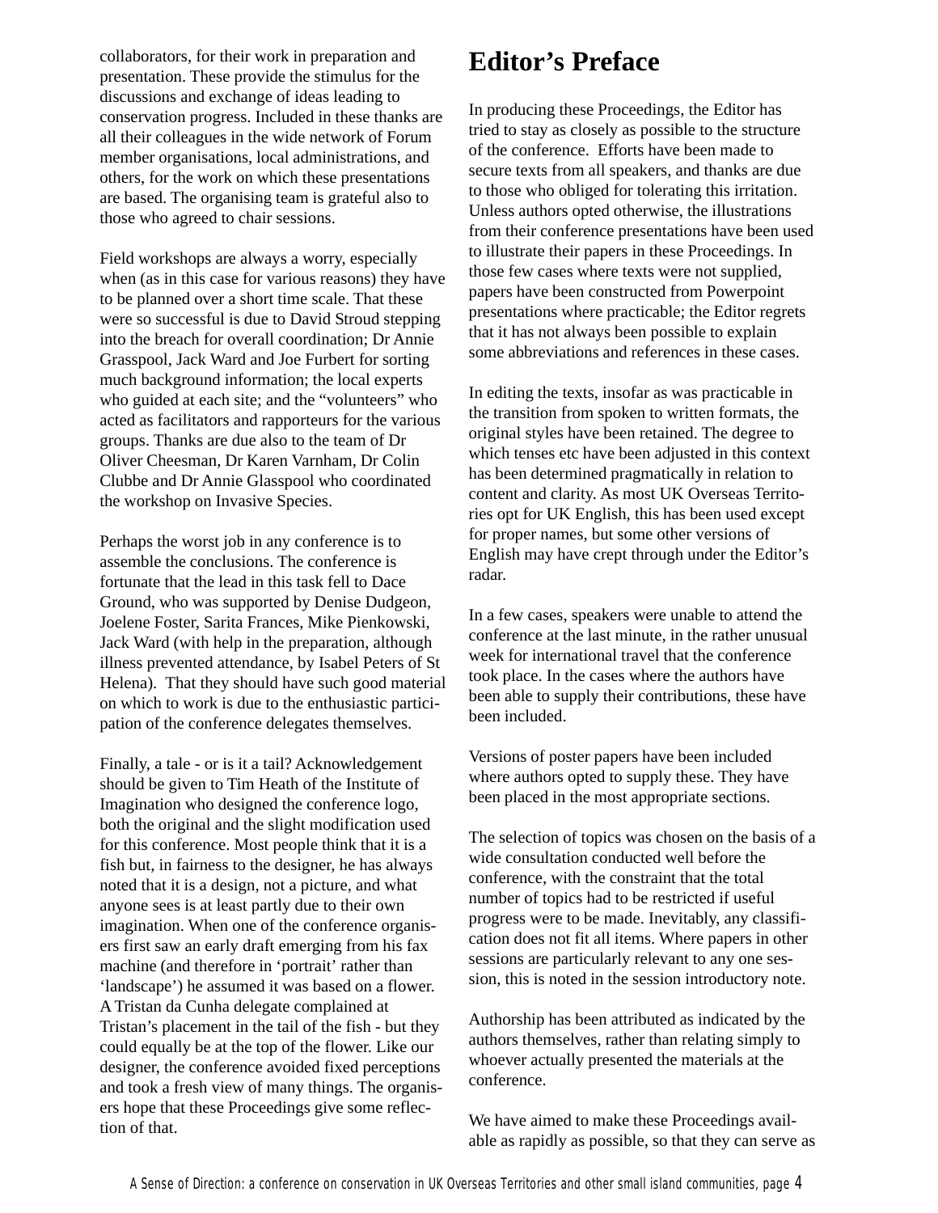collaborators, for their work in preparation and presentation. These provide the stimulus for the discussions and exchange of ideas leading to conservation progress. Included in these thanks are all their colleagues in the wide network of Forum member organisations, local administrations, and others, for the work on which these presentations are based. The organising team is grateful also to those who agreed to chair sessions.

Field workshops are always a worry, especially when (as in this case for various reasons) they have to be planned over a short time scale. That these were so successful is due to David Stroud stepping into the breach for overall coordination; Dr Annie Grasspool, Jack Ward and Joe Furbert for sorting much background information; the local experts who guided at each site; and the “volunteers” who acted as facilitators and rapporteurs for the various groups. Thanks are due also to the team of Dr Oliver Cheesman, Dr Karen Varnham, Dr Colin Clubbe and Dr Annie Glasspool who coordinated the workshop on Invasive Species.

Perhaps the worst job in any conference is to assemble the conclusions. The conference is fortunate that the lead in this task fell to Dace Ground, who was supported by Denise Dudgeon, Joelene Foster, Sarita Frances, Mike Pienkowski, Jack Ward (with help in the preparation, although illness prevented attendance, by Isabel Peters of St Helena). That they should have such good material on which to work is due to the enthusiastic participation of the conference delegates themselves.

Finally, a tale - or is it a tail? Acknowledgement should be given to Tim Heath of the Institute of Imagination who designed the conference logo, both the original and the slight modification used for this conference. Most people think that it is a fish but, in fairness to the designer, he has always noted that it is a design, not a picture, and what anyone sees is at least partly due to their own imagination. When one of the conference organisers first saw an early draft emerging from his fax machine (and therefore in ‘portrait’ rather than ‘landscape’) he assumed it was based on a flower. A Tristan da Cunha delegate complained at Tristan’s placement in the tail of the fish - but they could equally be at the top of the flower. Like our designer, the conference avoided fixed perceptions and took a fresh view of many things. The organisers hope that these Proceedings give some reflection of that.

# Editor’s Preface

In producing these Proceedings, the Editor has tried to stay as closely as possible to the structure of the conference. Efforts have been made to secure texts from all speakers, and thanks are due to those who obliged for tolerating this irritation. Unless authors opted otherwise, the illustrations from their conference presentations have been used to illustrate their papers in these Proceedings. In those few cases where texts were not supplied, papers have been constructed from Powerpoint presentations where practicable; the Editor regrets that it has not always been possible to explain some abbreviations and references in these cases.

In editing the texts, insofar as was practicable in the transition from spoken to written formats, the original styles have been retained. The degree to which tenses etc have been adjusted in this context has been determined pragmatically in relation to content and clarity. As most UK Overseas Territories opt for UK English, this has been used except for proper names, but some other versions of English may have crept through under the Editor’s radar.

In a few cases, speakers were unable to attend the conference at the last minute, in the rather unusual week for international travel that the conference took place. In the cases where the authors have been able to supply their contributions, these have been included.

Versions of poster papers have been included where authors opted to supply these. They have been placed in the most appropriate sections.

The selection of topics was chosen on the basis of a wide consultation conducted well before the conference, with the constraint that the total number of topics had to be restricted if useful progress were to be made. Inevitably, any classification does not fit all items. Where papers in other sessions are particularly relevant to any one session, this is noted in the session introductory note.

Authorship has been attributed as indicated by the authors themselves, rather than relating simply to whoever actually presented the materials at the conference.

We have aimed to make these Proceedings available as rapidly as possible, so that they can serve as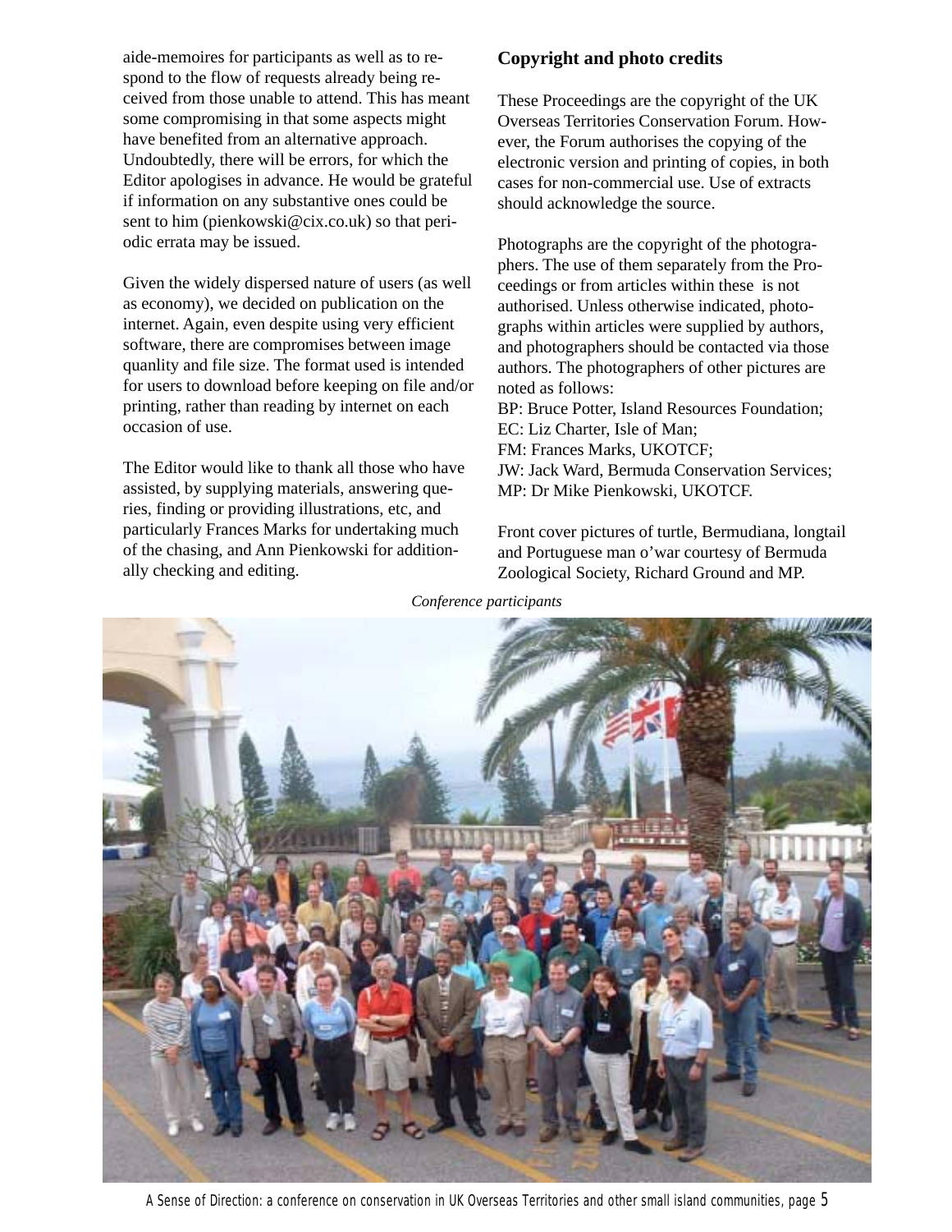aide-memoires for participants as well as to respond to the flow of requests already being received from those unable to attend. This has meant some compromising in that some aspects might have benefited from an alternative approach. Undoubtedly, there will be errors, for which the Editor apologises in advance. He would be grateful if information on any substantive ones could be sent to him (pienkowski@cix.co.uk) so that periodic errata may be issued.

Given the widely dispersed nature of users (as well as economy), we decided on publication on the internet. Again, even despite using very efficient software, there are compromises between image quanlity and file size. The format used is intended for users to download before keeping on file and/or printing, rather than reading by internet on each occasion of use.

The Editor would like to thank all those who have assisted, by supplying materials, answering queries, finding or providing illustrations, etc, and particularly Frances Marks for undertaking much of the chasing, and Ann Pienkowski for additionally checking and editing.

### Copyright and photo credits

These Proceedings are the copyright of the UK Overseas Territories Conservation Forum. However, the Forum authorises the copying of the electronic version and printing of copies, in both cases for non-commercial use. Use of extracts should acknowledge the source.

Photographs are the copyright of the photographers. The use of them separately from the Proceedings or from articles within these is not authorised. Unless otherwise indicated, photographs within articles were supplied by authors, and photographers should be contacted via those authors. The photographers of other pictures are noted as follows:
BP: Bruce Potter, Island Resources Foundation;
EC: Liz Charter, Isle of Man;
FM: Frances Marks, UKOTCF;
JW: Jack Ward, Bermuda Conservation Services;
MP: Dr Mike Pienkowski, UKOTCF.

Front cover pictures of turtle, Bermudiana, longtail and Portuguese man o'war courtesy of Bermuda Zoological Society, Richard Ground and MP.

*Conference participants*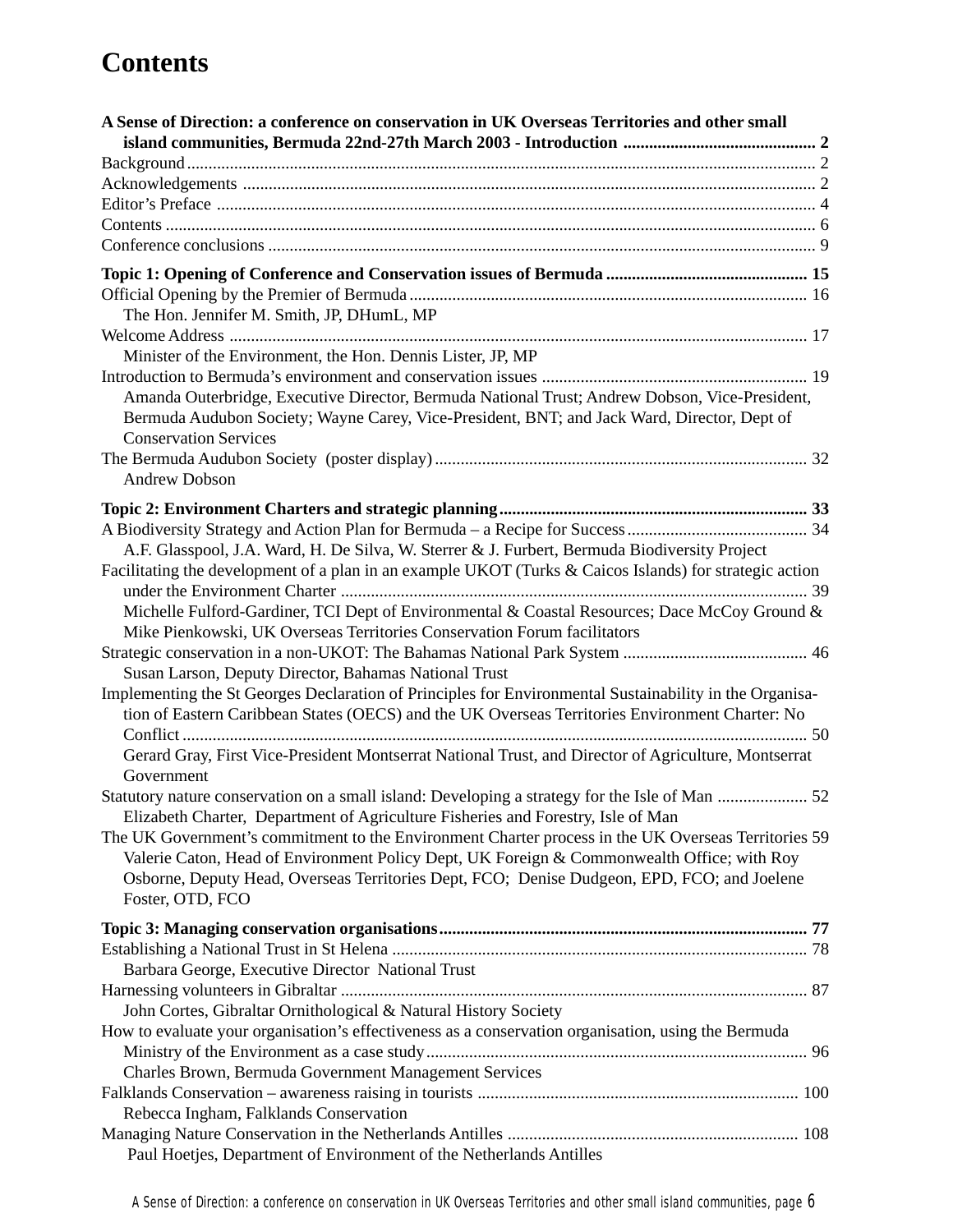# Contents

**A Sense of Direction: a conference on conservation in UK Overseas Territories and other small island communities, Bermuda 22nd-27th March 2003 - Introduction ............................................ 2**

Background ........................................................................................................................................ 2

Acknowledgements ............................................................................................................................ 2

Editor's Preface .................................................................................................................................. 4

Contents ............................................................................................................................................. 6

Conference conclusions ...................................................................................................................... 9

**Topic 1: Opening of Conference and Conservation issues of Bermuda .............................................. 15**

Official Opening by the Premier of Bermuda ........................................................................................ 16
The Hon. Jennifer M. Smith, JP, DHumL, MP

Welcome Address ............................................................................................................................... 17
Minister of the Environment, the Hon. Dennis Lister, JP, MP

Introduction to Bermuda's environment and conservation issues ............................................................ 19
Amanda Outerbridge, Executive Director, Bermuda National Trust; Andrew Dobson, Vice-President, Bermuda Audubon Society; Wayne Carey, Vice-President, BNT; and Jack Ward, Director, Dept of Conservation Services

The Bermuda Audubon Society (poster display) ..................................................................................... 32
Andrew Dobson

**Topic 2: Environment Charters and strategic planning ....................................................................... 33**

A Biodiversity Strategy and Action Plan for Bermuda – a Recipe for Success .......................................... 34
A.F. Glasspool, J.A. Ward, H. De Silva, W. Sterrer & J. Furbert, Bermuda Biodiversity Project

Facilitating the development of a plan in an example UKOT (Turks & Caicos Islands) for strategic action under the Environment Charter ........................................................................................................... 39
Michelle Fulford-Gardiner, TCI Dept of Environmental & Coastal Resources; Dace McCoy Ground & Mike Pienkowski, UK Overseas Territories Conservation Forum facilitators

Strategic conservation in a non-UKOT: The Bahamas National Park System .......................................... 46
Susan Larson, Deputy Director, Bahamas National Trust

Implementing the St Georges Declaration of Principles for Environmental Sustainability in the Organisation of Eastern Caribbean States (OECS) and the UK Overseas Territories Environment Charter: No Conflict .............................................................................................................................................. 50
Gerard Gray, First Vice-President Montserrat National Trust, and Director of Agriculture, Montserrat Government

Statutory nature conservation on a small island: Developing a strategy for the Isle of Man ..................... 52
Elizabeth Charter, Department of Agriculture Fisheries and Forestry, Isle of Man

The UK Government's commitment to the Environment Charter process in the UK Overseas Territories 59
Valerie Caton, Head of Environment Policy Dept, UK Foreign & Commonwealth Office; with Roy Osborne, Deputy Head, Overseas Territories Dept, FCO; Denise Dudgeon, EPD, FCO; and Joelene Foster, OTD, FCO

**Topic 3: Managing conservation organisations ..................................................................................... 77**

Establishing a National Trust in St Helena ............................................................................................... 78
Barbara George, Executive Director National Trust

Harnessing volunteers in Gibraltar ........................................................................................................... 87
John Cortes, Gibraltar Ornithological & Natural History Society

How to evaluate your organisation's effectiveness as a conservation organisation, using the Bermuda Ministry of the Environment as a case study ........................................................................................ 96
Charles Brown, Bermuda Government Management Services

Falklands Conservation – awareness raising in tourists .......................................................................... 100
Rebecca Ingham, Falklands Conservation

Managing Nature Conservation in the Netherlands Antilles ................................................................... 108
Paul Hoetjes, Department of Environment of the Netherlands Antilles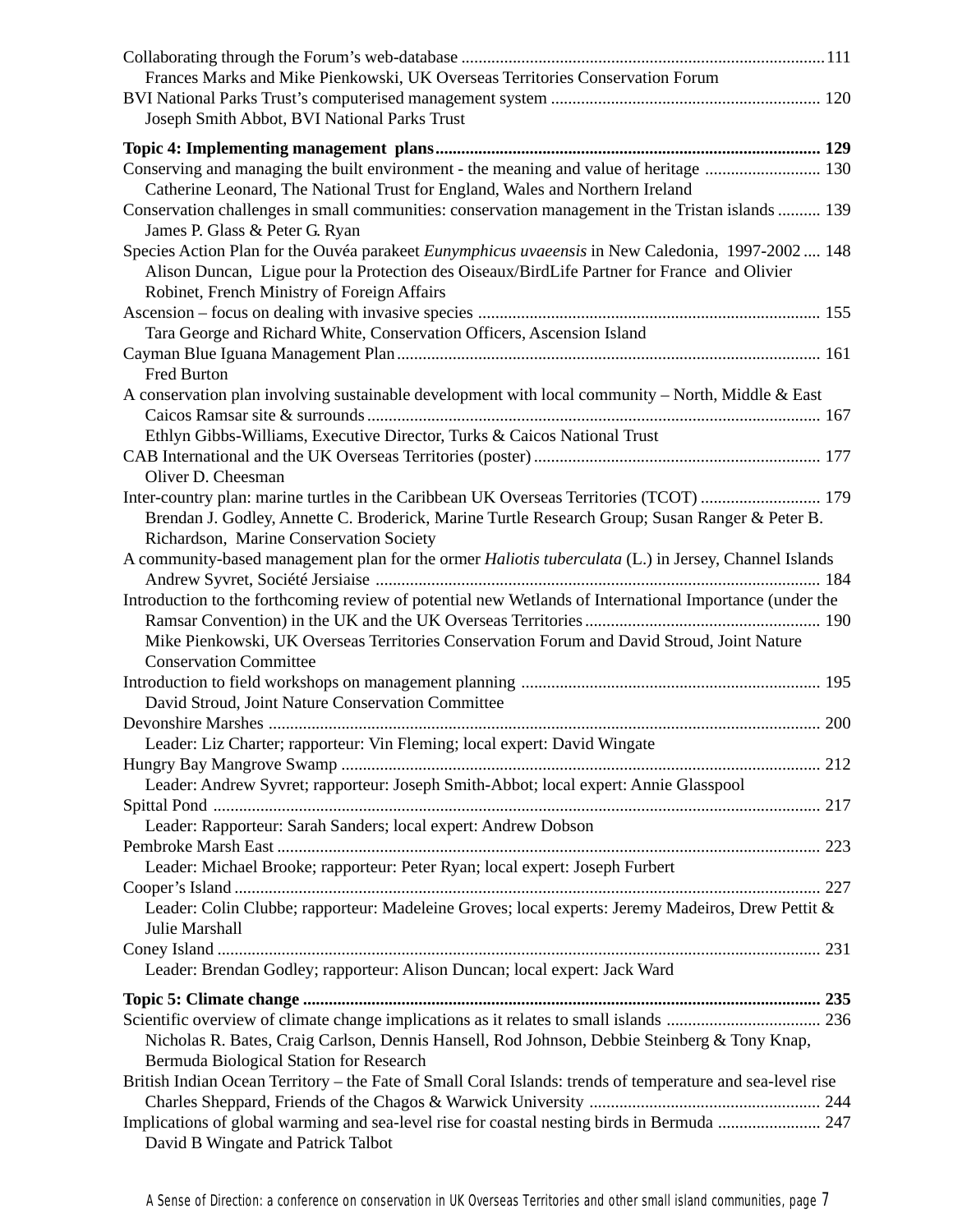Collaborating through the Forum's web-database ....................................................................................111
Frances Marks and Mike Pienkowski, UK Overseas Territories Conservation Forum

BVI National Parks Trust's computerised management system .............................................................. 120
Joseph Smith Abbot, BVI National Parks Trust

**Topic 4: Implementing management plans......................................................................................... 129**

Conserving and managing the built environment - the meaning and value of heritage ........................... 130
Catherine Leonard, The National Trust for England, Wales and Northern Ireland

Conservation challenges in small communities: conservation management in the Tristan islands .......... 139
James P. Glass & Peter G. Ryan

Species Action Plan for the Ouvéa parakeet *Eunymphicus uvaeensis* in New Caledonia, 1997-2002 .... 148
Alison Duncan, Ligue pour la Protection des Oiseaux/BirdLife Partner for France and Olivier Robinet, French Ministry of Foreign Affairs

Ascension – focus on dealing with invasive species ............................................................................... 155
Tara George and Richard White, Conservation Officers, Ascension Island

Cayman Blue Iguana Management Plan.................................................................................................. 161
Fred Burton

A conservation plan involving sustainable development with local community – North, Middle & East Caicos Ramsar site & surrounds......................................................................................................... 167
Ethlyn Gibbs-Williams, Executive Director, Turks & Caicos National Trust

CAB International and the UK Overseas Territories (poster).................................................................. 177
Oliver D. Cheesman

Inter-country plan: marine turtles in the Caribbean UK Overseas Territories (TCOT) ............................ 179
Brendan J. Godley, Annette C. Broderick, Marine Turtle Research Group; Susan Ranger & Peter B. Richardson, Marine Conservation Society

A community-based management plan for the ormer *Haliotis tuberculata* (L.) in Jersey, Channel Islands
Andrew Syvret, Société Jersiaise ....................................................................................................... 184

Introduction to the forthcoming review of potential new Wetlands of International Importance (under the Ramsar Convention) in the UK and the UK Overseas Territories...................................................... 190
Mike Pienkowski, UK Overseas Territories Conservation Forum and David Stroud, Joint Nature Conservation Committee

Introduction to field workshops on management planning ..................................................................... 195
David Stroud, Joint Nature Conservation Committee

Devonshire Marshes ................................................................................................................................ 200
Leader: Liz Charter; rapporteur: Vin Fleming; local expert: David Wingate

Hungry Bay Mangrove Swamp ............................................................................................................... 212
Leader: Andrew Syvret; rapporteur: Joseph Smith-Abbot; local expert: Annie Glasspool

Spittal Pond ............................................................................................................................................ 217
Leader: Rapporteur: Sarah Sanders; local expert: Andrew Dobson

Pembroke Marsh East ............................................................................................................................. 223
Leader: Michael Brooke; rapporteur: Peter Ryan; local expert: Joseph Furbert

Cooper's Island ....................................................................................................................................... 227
Leader: Colin Clubbe; rapporteur: Madeleine Groves; local experts: Jeremy Madeiros, Drew Pettit & Julie Marshall

Coney Island ........................................................................................................................................... 231
Leader: Brendan Godley; rapporteur: Alison Duncan; local expert: Jack Ward

**Topic 5: Climate change ....................................................................................................................... 235**

Scientific overview of climate change implications as it relates to small islands .................................... 236
Nicholas R. Bates, Craig Carlson, Dennis Hansell, Rod Johnson, Debbie Steinberg & Tony Knap, Bermuda Biological Station for Research

British Indian Ocean Territory – the Fate of Small Coral Islands: trends of temperature and sea-level rise
Charles Sheppard, Friends of the Chagos & Warwick University ..................................................... 244

Implications of global warming and sea-level rise for coastal nesting birds in Bermuda ........................ 247
David B Wingate and Patrick Talbot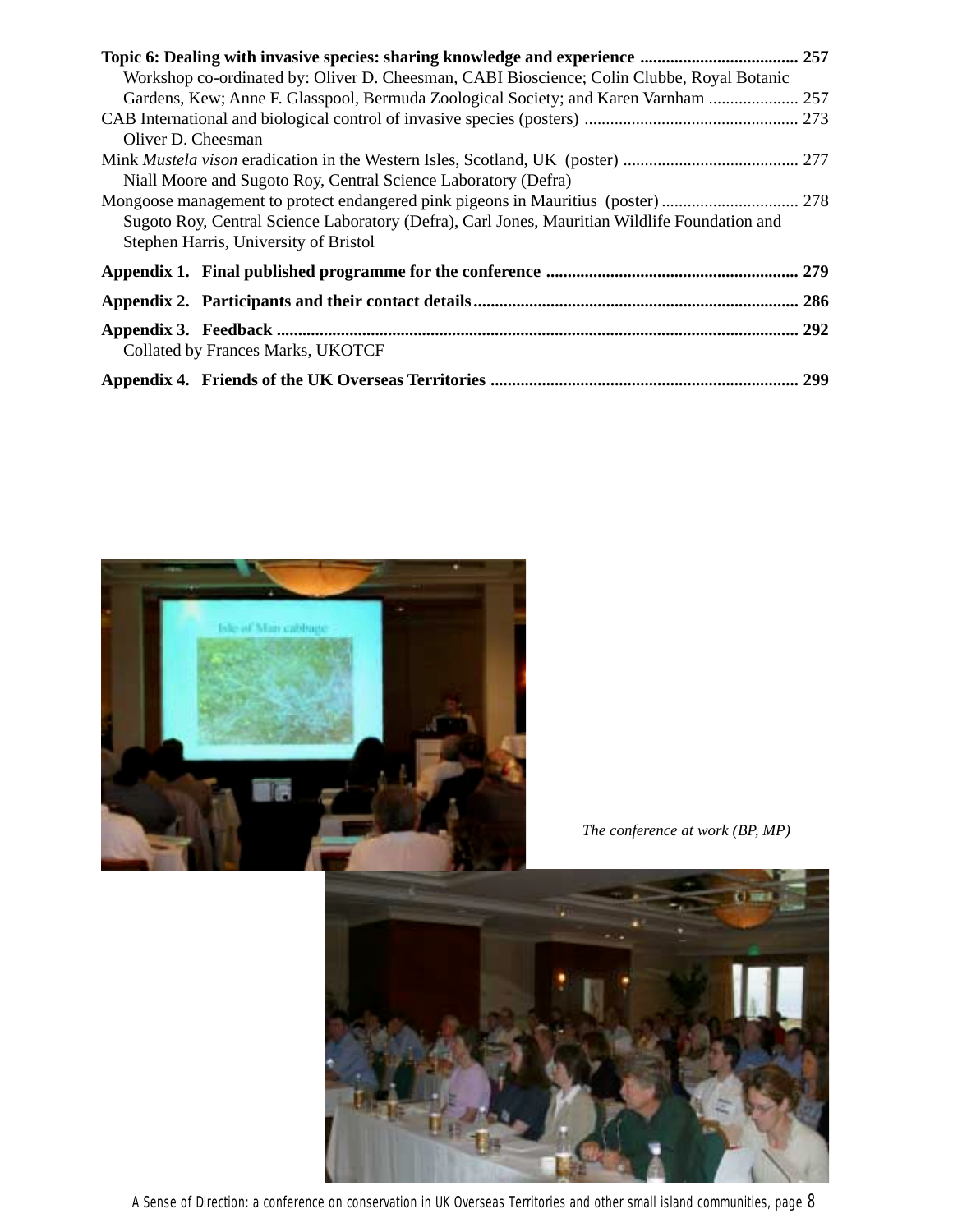**Topic 6: Dealing with invasive species: sharing knowledge and experience** ..................................... **257**
Workshop co-ordinated by: Oliver D. Cheesman, CABI Bioscience; Colin Clubbe, Royal Botanic Gardens, Kew; Anne F. Glasspool, Bermuda Zoological Society; and Karen Varnham ..................... 257

CAB International and biological control of invasive species (posters) .................................................. 273
Oliver D. Cheesman

Mink *Mustela vison* eradication in the Western Isles, Scotland, UK (poster) ......................................... 277
Niall Moore and Sugoto Roy, Central Science Laboratory (Defra)

Mongoose management to protect endangered pink pigeons in Mauritius (poster) ................................ 278
Sugoto Roy, Central Science Laboratory (Defra), Carl Jones, Mauritian Wildlife Foundation and Stephen Harris, University of Bristol

**Appendix 1. Final published programme for the conference** ........................................................... **279**

**Appendix 2. Participants and their contact details** ........................................................................... **286**

**Appendix 3. Feedback** .......................................................................................................................... **292**
Collated by Frances Marks, UKOTCF

**Appendix 4. Friends of the UK Overseas Territories** ........................................................................ **299**

*The conference at work (BP, MP)*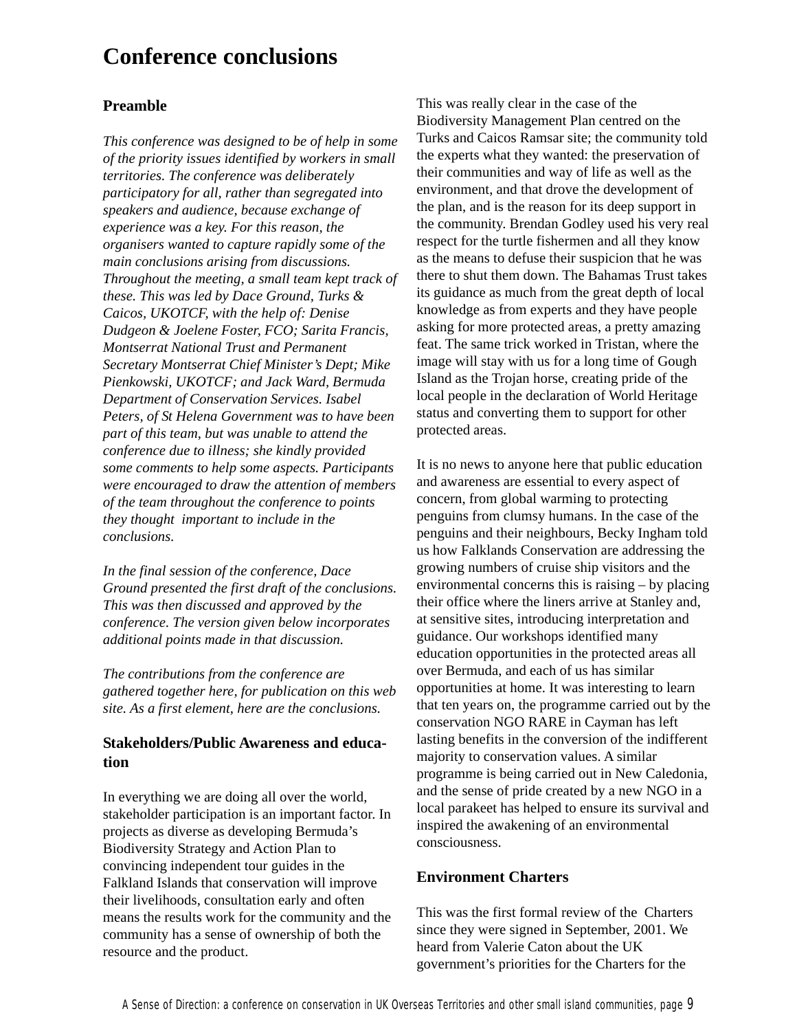# Conference conclusions

### Preamble

*This conference was designed to be of help in some of the priority issues identified by workers in small territories. The conference was deliberately participatory for all, rather than segregated into speakers and audience, because exchange of experience was a key. For this reason, the organisers wanted to capture rapidly some of the main conclusions arising from discussions. Throughout the meeting, a small team kept track of these. This was led by Dace Ground, Turks & Caicos, UKOTCF, with the help of: Denise Dudgeon & Joelene Foster, FCO; Sarita Francis, Montserrat National Trust and Permanent Secretary Montserrat Chief Minister's Dept; Mike Pienkowski, UKOTCF; and Jack Ward, Bermuda Department of Conservation Services. Isabel Peters, of St Helena Government was to have been part of this team, but was unable to attend the conference due to illness; she kindly provided some comments to help some aspects. Participants were encouraged to draw the attention of members of the team throughout the conference to points they thought important to include in the conclusions.*

*In the final session of the conference, Dace Ground presented the first draft of the conclusions. This was then discussed and approved by the conference. The version given below incorporates additional points made in that discussion.*

*The contributions from the conference are gathered together here, for publication on this web site. As a first element, here are the conclusions.*

### Stakeholders/Public Awareness and education

In everything we are doing all over the world, stakeholder participation is an important factor. In projects as diverse as developing Bermuda's Biodiversity Strategy and Action Plan to convincing independent tour guides in the Falkland Islands that conservation will improve their livelihoods, consultation early and often means the results work for the community and the community has a sense of ownership of both the resource and the product.

This was really clear in the case of the Biodiversity Management Plan centred on the Turks and Caicos Ramsar site; the community told the experts what they wanted: the preservation of their communities and way of life as well as the environment, and that drove the development of the plan, and is the reason for its deep support in the community. Brendan Godley used his very real respect for the turtle fishermen and all they know as the means to defuse their suspicion that he was there to shut them down. The Bahamas Trust takes its guidance as much from the great depth of local knowledge as from experts and they have people asking for more protected areas, a pretty amazing feat. The same trick worked in Tristan, where the image will stay with us for a long time of Gough Island as the Trojan horse, creating pride of the local people in the declaration of World Heritage status and converting them to support for other protected areas.

It is no news to anyone here that public education and awareness are essential to every aspect of concern, from global warming to protecting penguins from clumsy humans. In the case of the penguins and their neighbours, Becky Ingham told us how Falklands Conservation are addressing the growing numbers of cruise ship visitors and the environmental concerns this is raising – by placing their office where the liners arrive at Stanley and, at sensitive sites, introducing interpretation and guidance. Our workshops identified many education opportunities in the protected areas all over Bermuda, and each of us has similar opportunities at home. It was interesting to learn that ten years on, the programme carried out by the conservation NGO RARE in Cayman has left lasting benefits in the conversion of the indifferent majority to conservation values. A similar programme is being carried out in New Caledonia, and the sense of pride created by a new NGO in a local parakeet has helped to ensure its survival and inspired the awakening of an environmental consciousness.

### Environment Charters

This was the first formal review of the Charters since they were signed in September, 2001. We heard from Valerie Caton about the UK government's priorities for the Charters for the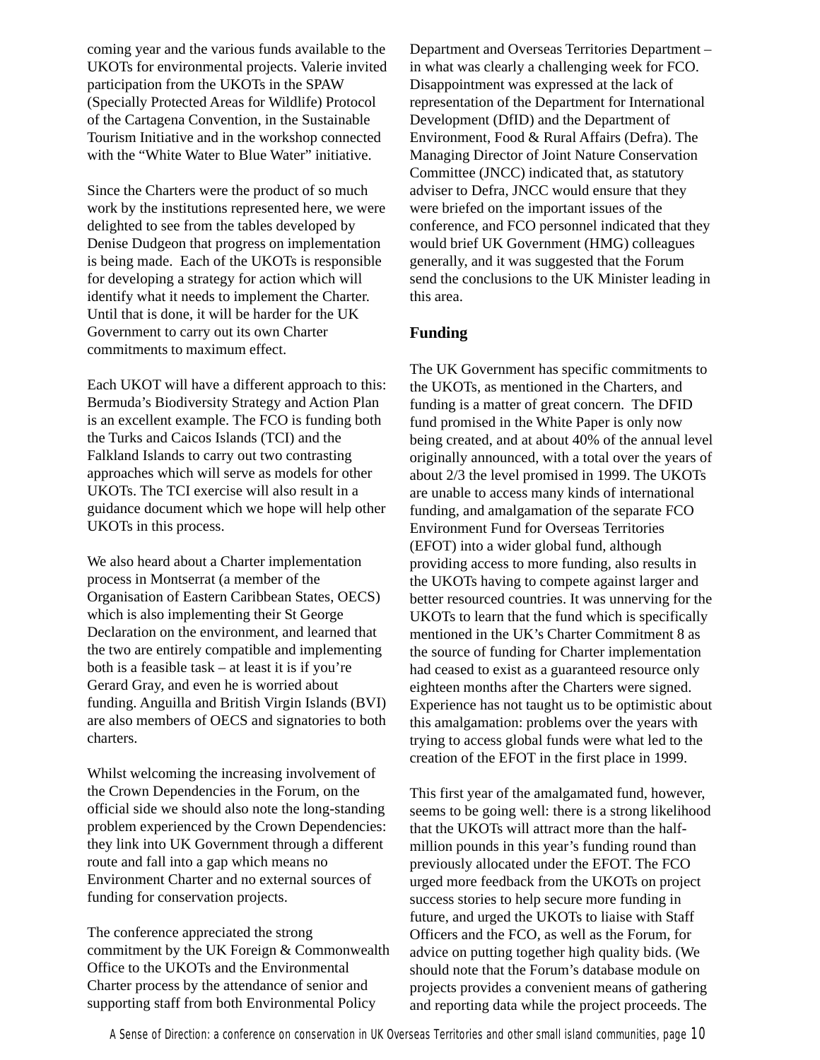coming year and the various funds available to the UKOTs for environmental projects. Valerie invited participation from the UKOTs in the SPAW (Specially Protected Areas for Wildlife) Protocol of the Cartagena Convention, in the Sustainable Tourism Initiative and in the workshop connected with the "White Water to Blue Water" initiative.

Since the Charters were the product of so much work by the institutions represented here, we were delighted to see from the tables developed by Denise Dudgeon that progress on implementation is being made. Each of the UKOTs is responsible for developing a strategy for action which will identify what it needs to implement the Charter. Until that is done, it will be harder for the UK Government to carry out its own Charter commitments to maximum effect.

Each UKOT will have a different approach to this: Bermuda's Biodiversity Strategy and Action Plan is an excellent example. The FCO is funding both the Turks and Caicos Islands (TCI) and the Falkland Islands to carry out two contrasting approaches which will serve as models for other UKOTs. The TCI exercise will also result in a guidance document which we hope will help other UKOTs in this process.

We also heard about a Charter implementation process in Montserrat (a member of the Organisation of Eastern Caribbean States, OECS) which is also implementing their St George Declaration on the environment, and learned that the two are entirely compatible and implementing both is a feasible task – at least it is if you're Gerard Gray, and even he is worried about funding. Anguilla and British Virgin Islands (BVI) are also members of OECS and signatories to both charters.

Whilst welcoming the increasing involvement of the Crown Dependencies in the Forum, on the official side we should also note the long-standing problem experienced by the Crown Dependencies: they link into UK Government through a different route and fall into a gap which means no Environment Charter and no external sources of funding for conservation projects.

The conference appreciated the strong commitment by the UK Foreign & Commonwealth Office to the UKOTs and the Environmental Charter process by the attendance of senior and supporting staff from both Environmental Policy Department and Overseas Territories Department – in what was clearly a challenging week for FCO. Disappointment was expressed at the lack of representation of the Department for International Development (DfID) and the Department of Environment, Food & Rural Affairs (Defra). The Managing Director of Joint Nature Conservation Committee (JNCC) indicated that, as statutory adviser to Defra, JNCC would ensure that they were briefed on the important issues of the conference, and FCO personnel indicated that they would brief UK Government (HMG) colleagues generally, and it was suggested that the Forum send the conclusions to the UK Minister leading in this area.

## Funding

The UK Government has specific commitments to the UKOTs, as mentioned in the Charters, and funding is a matter of great concern. The DFID fund promised in the White Paper is only now being created, and at about 40% of the annual level originally announced, with a total over the years of about 2/3 the level promised in 1999. The UKOTs are unable to access many kinds of international funding, and amalgamation of the separate FCO Environment Fund for Overseas Territories (EFOT) into a wider global fund, although providing access to more funding, also results in the UKOTs having to compete against larger and better resourced countries. It was unnerving for the UKOTs to learn that the fund which is specifically mentioned in the UK's Charter Commitment 8 as the source of funding for Charter implementation had ceased to exist as a guaranteed resource only eighteen months after the Charters were signed. Experience has not taught us to be optimistic about this amalgamation: problems over the years with trying to access global funds were what led to the creation of the EFOT in the first place in 1999.

This first year of the amalgamated fund, however, seems to be going well: there is a strong likelihood that the UKOTs will attract more than the half-million pounds in this year's funding round than previously allocated under the EFOT. The FCO urged more feedback from the UKOTs on project success stories to help secure more funding in future, and urged the UKOTs to liaise with Staff Officers and the FCO, as well as the Forum, for advice on putting together high quality bids. (We should note that the Forum's database module on projects provides a convenient means of gathering and reporting data while the project proceeds. The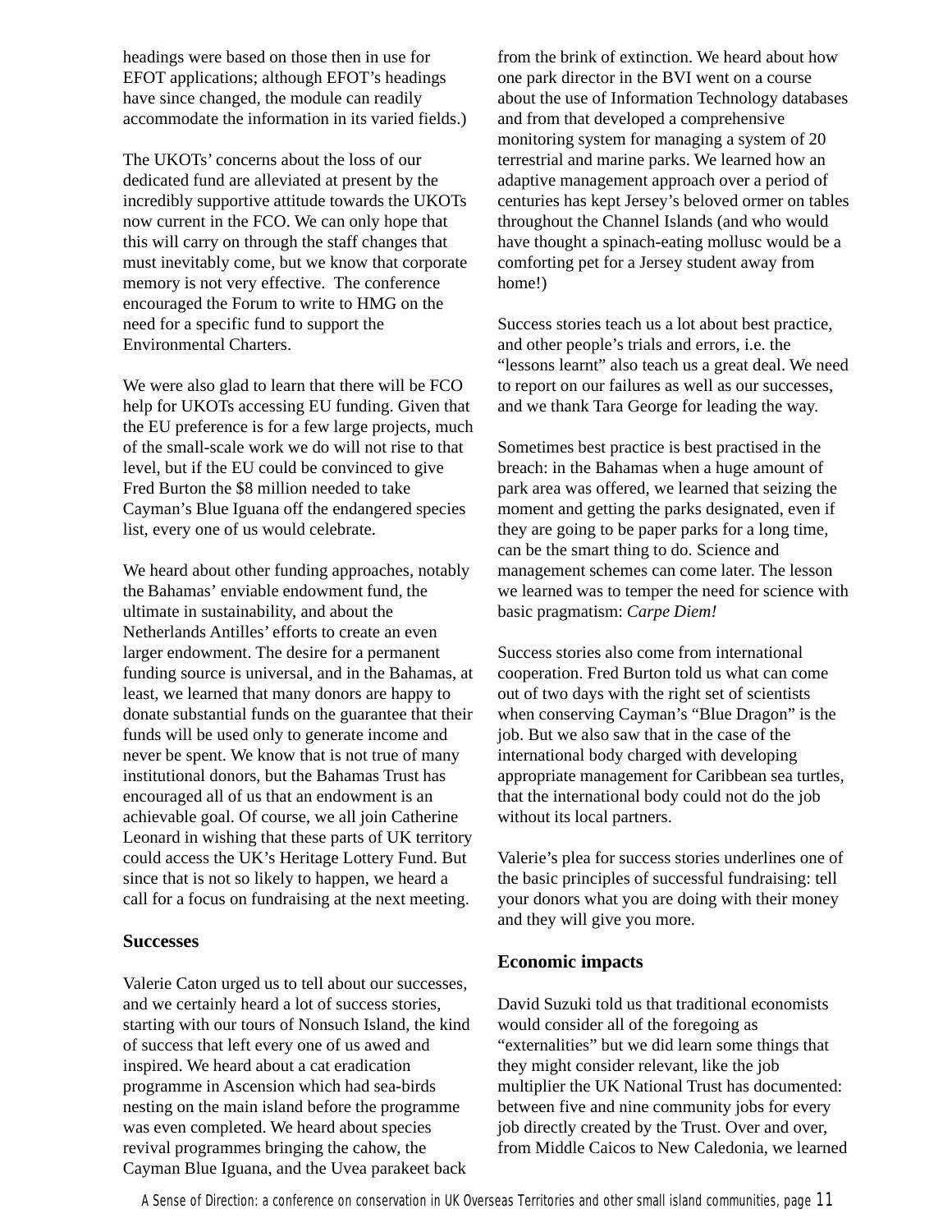headings were based on those then in use for EFOT applications; although EFOT's headings have since changed, the module can readily accommodate the information in its varied fields.)

The UKOTs' concerns about the loss of our dedicated fund are alleviated at present by the incredibly supportive attitude towards the UKOTs now current in the FCO. We can only hope that this will carry on through the staff changes that must inevitably come, but we know that corporate memory is not very effective.  The conference encouraged the Forum to write to HMG on the need for a specific fund to support the Environmental Charters.

We were also glad to learn that there will be FCO help for UKOTs accessing EU funding. Given that the EU preference is for a few large projects, much of the small-scale work we do will not rise to that level, but if the EU could be convinced to give Fred Burton the $8 million needed to take Cayman's Blue Iguana off the endangered species list, every one of us would celebrate.

We heard about other funding approaches, notably the Bahamas' enviable endowment fund, the ultimate in sustainability, and about the Netherlands Antilles' efforts to create an even larger endowment. The desire for a permanent funding source is universal, and in the Bahamas, at least, we learned that many donors are happy to donate substantial funds on the guarantee that their funds will be used only to generate income and never be spent. We know that is not true of many institutional donors, but the Bahamas Trust has encouraged all of us that an endowment is an achievable goal. Of course, we all join Catherine Leonard in wishing that these parts of UK territory could access the UK's Heritage Lottery Fund. But since that is not so likely to happen, we heard a call for a focus on fundraising at the next meeting.

### Successes

Valerie Caton urged us to tell about our successes, and we certainly heard a lot of success stories, starting with our tours of Nonsuch Island, the kind of success that left every one of us awed and inspired. We heard about a cat eradication programme in Ascension which had sea-birds nesting on the main island before the programme was even completed. We heard about species revival programmes bringing the cahow, the Cayman Blue Iguana, and the Uvea parakeet back from the brink of extinction. We heard about how one park director in the BVI went on a course about the use of Information Technology databases and from that developed a comprehensive monitoring system for managing a system of 20 terrestrial and marine parks. We learned how an adaptive management approach over a period of centuries has kept Jersey's beloved ormer on tables throughout the Channel Islands (and who would have thought a spinach-eating mollusc would be a comforting pet for a Jersey student away from home!)

Success stories teach us a lot about best practice, and other people's trials and errors, i.e. the "lessons learnt" also teach us a great deal. We need to report on our failures as well as our successes, and we thank Tara George for leading the way.

Sometimes best practice is best practised in the breach: in the Bahamas when a huge amount of park area was offered, we learned that seizing the moment and getting the parks designated, even if they are going to be paper parks for a long time, can be the smart thing to do. Science and management schemes can come later. The lesson we learned was to temper the need for science with basic pragmatism: *Carpe Diem!*

Success stories also come from international cooperation. Fred Burton told us what can come out of two days with the right set of scientists when conserving Cayman's "Blue Dragon" is the job. But we also saw that in the case of the international body charged with developing appropriate management for Caribbean sea turtles, that the international body could not do the job without its local partners.

Valerie's plea for success stories underlines one of the basic principles of successful fundraising: tell your donors what you are doing with their money and they will give you more.

### Economic impacts

David Suzuki told us that traditional economists would consider all of the foregoing as "externalities" but we did learn some things that they might consider relevant, like the job multiplier the UK National Trust has documented: between five and nine community jobs for every job directly created by the Trust. Over and over, from Middle Caicos to New Caledonia, we learned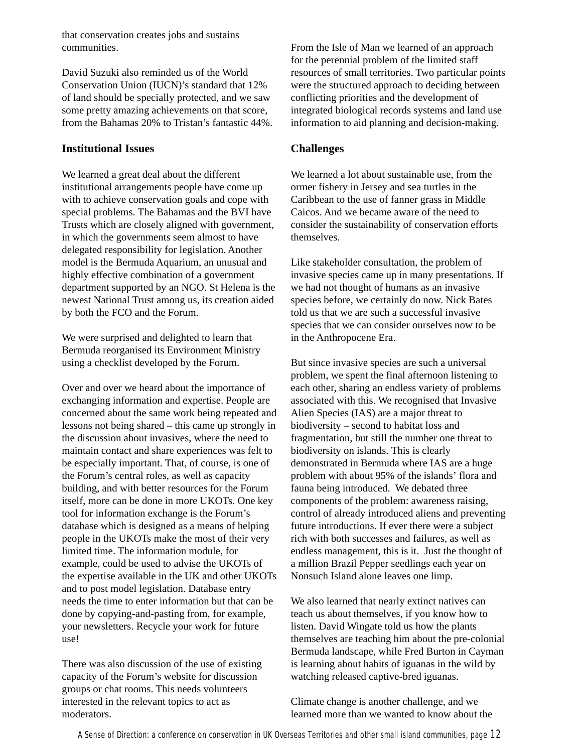that conservation creates jobs and sustains communities.

David Suzuki also reminded us of the World Conservation Union (IUCN)'s standard that 12% of land should be specially protected, and we saw some pretty amazing achievements on that score, from the Bahamas 20% to Tristan's fantastic 44%.

### Institutional Issues

We learned a great deal about the different institutional arrangements people have come up with to achieve conservation goals and cope with special problems. The Bahamas and the BVI have Trusts which are closely aligned with government, in which the governments seem almost to have delegated responsibility for legislation. Another model is the Bermuda Aquarium, an unusual and highly effective combination of a government department supported by an NGO. St Helena is the newest National Trust among us, its creation aided by both the FCO and the Forum.

We were surprised and delighted to learn that Bermuda reorganised its Environment Ministry using a checklist developed by the Forum.

Over and over we heard about the importance of exchanging information and expertise. People are concerned about the same work being repeated and lessons not being shared – this came up strongly in the discussion about invasives, where the need to maintain contact and share experiences was felt to be especially important. That, of course, is one of the Forum's central roles, as well as capacity building, and with better resources for the Forum itself, more can be done in more UKOTs. One key tool for information exchange is the Forum's database which is designed as a means of helping people in the UKOTs make the most of their very limited time. The information module, for example, could be used to advise the UKOTs of the expertise available in the UK and other UKOTs and to post model legislation. Database entry needs the time to enter information but that can be done by copying-and-pasting from, for example, your newsletters. Recycle your work for future use!

There was also discussion of the use of existing capacity of the Forum's website for discussion groups or chat rooms. This needs volunteers interested in the relevant topics to act as moderators.

From the Isle of Man we learned of an approach for the perennial problem of the limited staff resources of small territories. Two particular points were the structured approach to deciding between conflicting priorities and the development of integrated biological records systems and land use information to aid planning and decision-making.

### Challenges

We learned a lot about sustainable use, from the ormer fishery in Jersey and sea turtles in the Caribbean to the use of fanner grass in Middle Caicos. And we became aware of the need to consider the sustainability of conservation efforts themselves.

Like stakeholder consultation, the problem of invasive species came up in many presentations. If we had not thought of humans as an invasive species before, we certainly do now. Nick Bates told us that we are such a successful invasive species that we can consider ourselves now to be in the Anthropocene Era.

But since invasive species are such a universal problem, we spent the final afternoon listening to each other, sharing an endless variety of problems associated with this. We recognised that Invasive Alien Species (IAS) are a major threat to biodiversity – second to habitat loss and fragmentation, but still the number one threat to biodiversity on islands. This is clearly demonstrated in Bermuda where IAS are a huge problem with about 95% of the islands' flora and fauna being introduced. We debated three components of the problem: awareness raising, control of already introduced aliens and preventing future introductions. If ever there were a subject rich with both successes and failures, as well as endless management, this is it. Just the thought of a million Brazil Pepper seedlings each year on Nonsuch Island alone leaves one limp.

We also learned that nearly extinct natives can teach us about themselves, if you know how to listen. David Wingate told us how the plants themselves are teaching him about the pre-colonial Bermuda landscape, while Fred Burton in Cayman is learning about habits of iguanas in the wild by watching released captive-bred iguanas.

Climate change is another challenge, and we learned more than we wanted to know about the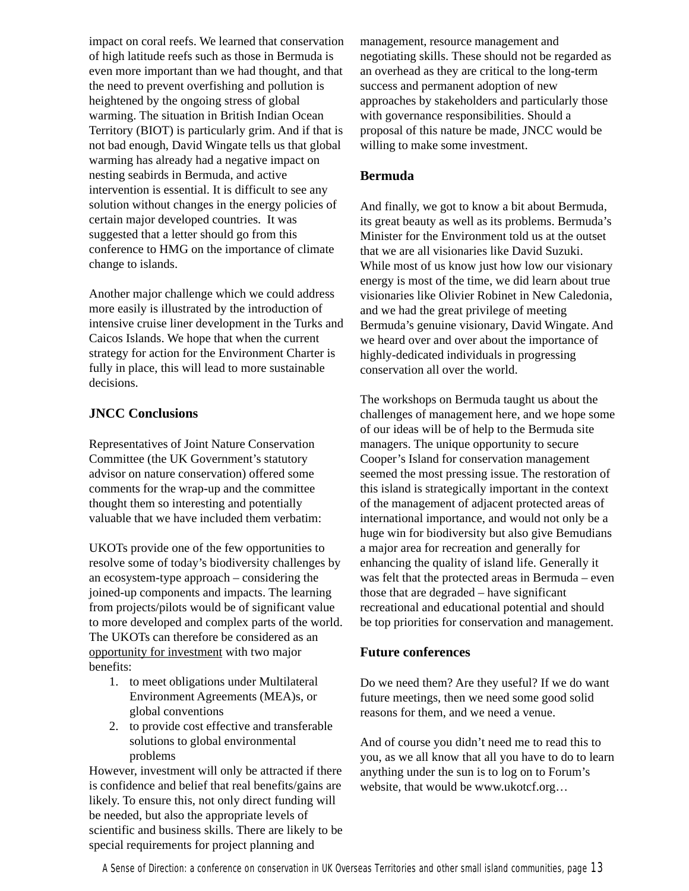impact on coral reefs. We learned that conservation of high latitude reefs such as those in Bermuda is even more important than we had thought, and that the need to prevent overfishing and pollution is heightened by the ongoing stress of global warming. The situation in British Indian Ocean Territory (BIOT) is particularly grim. And if that is not bad enough, David Wingate tells us that global warming has already had a negative impact on nesting seabirds in Bermuda, and active intervention is essential. It is difficult to see any solution without changes in the energy policies of certain major developed countries. It was suggested that a letter should go from this conference to HMG on the importance of climate change to islands.

Another major challenge which we could address more easily is illustrated by the introduction of intensive cruise liner development in the Turks and Caicos Islands. We hope that when the current strategy for action for the Environment Charter is fully in place, this will lead to more sustainable decisions.

### JNCC Conclusions

Representatives of Joint Nature Conservation Committee (the UK Government's statutory advisor on nature conservation) offered some comments for the wrap-up and the committee thought them so interesting and potentially valuable that we have included them verbatim:

UKOTs provide one of the few opportunities to resolve some of today's biodiversity challenges by an ecosystem-type approach – considering the joined-up components and impacts. The learning from projects/pilots would be of significant value to more developed and complex parts of the world. The UKOTs can therefore be considered as an <u>opportunity for investment</u> with two major benefits:

1. to meet obligations under Multilateral Environment Agreements (MEA)s, or global conventions
2. to provide cost effective and transferable solutions to global environmental problems

However, investment will only be attracted if there is confidence and belief that real benefits/gains are likely. To ensure this, not only direct funding will be needed, but also the appropriate levels of scientific and business skills. There are likely to be special requirements for project planning and management, resource management and negotiating skills. These should not be regarded as an overhead as they are critical to the long-term success and permanent adoption of new approaches by stakeholders and particularly those with governance responsibilities. Should a proposal of this nature be made, JNCC would be willing to make some investment.

### Bermuda

And finally, we got to know a bit about Bermuda, its great beauty as well as its problems. Bermuda's Minister for the Environment told us at the outset that we are all visionaries like David Suzuki. While most of us know just how low our visionary energy is most of the time, we did learn about true visionaries like Olivier Robinet in New Caledonia, and we had the great privilege of meeting Bermuda's genuine visionary, David Wingate. And we heard over and over about the importance of highly-dedicated individuals in progressing conservation all over the world.

The workshops on Bermuda taught us about the challenges of management here, and we hope some of our ideas will be of help to the Bermuda site managers. The unique opportunity to secure Cooper's Island for conservation management seemed the most pressing issue. The restoration of this island is strategically important in the context of the management of adjacent protected areas of international importance, and would not only be a huge win for biodiversity but also give Bemudians a major area for recreation and generally for enhancing the quality of island life. Generally it was felt that the protected areas in Bermuda – even those that are degraded – have significant recreational and educational potential and should be top priorities for conservation and management.

### Future conferences

Do we need them? Are they useful? If we do want future meetings, then we need some good solid reasons for them, and we need a venue.

And of course you didn't need me to read this to you, as we all know that all you have to do to learn anything under the sun is to log on to Forum's website, that would be www.ukotcf.org…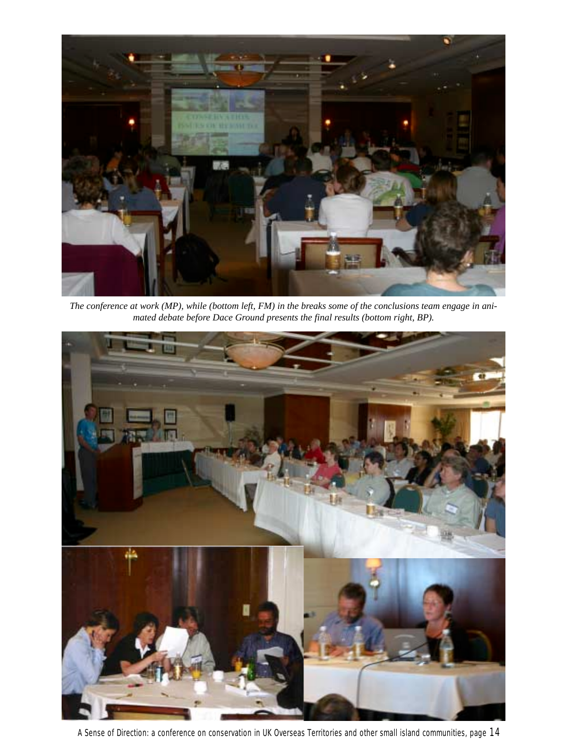*The conference at work (MP), while (bottom left, FM) in the breaks some of the conclusions team engage in animated debate before Dace Ground presents the final results (bottom right, BP).*